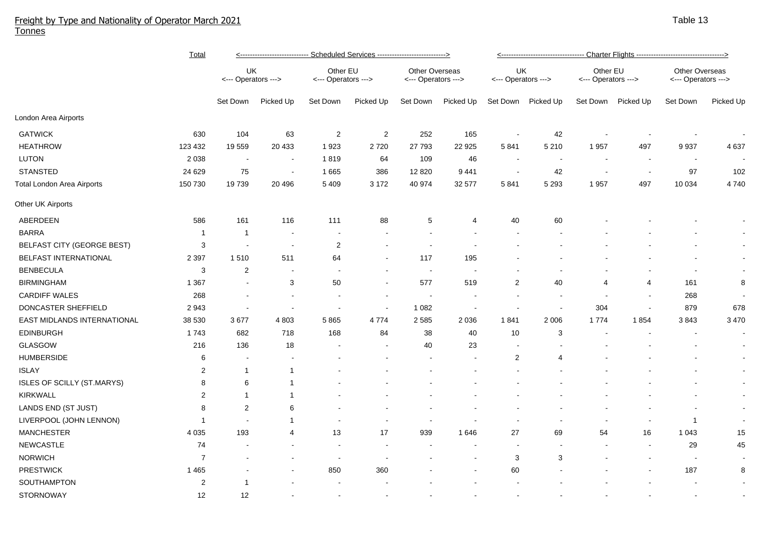# Freight by Type and Nationality of Operator March 2021

Tonnes

Table 13

| | Total | Scheduled Services | | | | | | Charter Flights | | | | | |
|---|---|---|---|---|---|---|---|---|---|---|---|---|---|
| | | UK <--- Operators ---> | | Other EU <--- Operators ---> | | Other Overseas <--- Operators ---> | | UK <--- Operators ---> | | Other EU <--- Operators ---> | | Other Overseas <--- Operators ---> | |
| | | Set Down | Picked Up | Set Down | Picked Up | Set Down | Picked Up | Set Down | Picked Up | Set Down | Picked Up | Set Down | Picked Up |
| London Area Airports | | | | | | | | | | | | | |
| GATWICK | 630 | 104 | 63 | 2 | 2 | 252 | 165 | - | 42 | - | - | - | - |
| HEATHROW | 123 432 | 19 559 | 20 433 | 1 923 | 2 720 | 27 793 | 22 925 | 5 841 | 5 210 | 1 957 | 497 | 9 937 | 4 637 |
| LUTON | 2 038 | - | - | 1 819 | 64 | 109 | 46 | - | - | - | - | - | - |
| STANSTED | 24 629 | 75 | - | 1 665 | 386 | 12 820 | 9 441 | - | 42 | - | - | 97 | 102 |
| Total London Area Airports | 150 730 | 19 739 | 20 496 | 5 409 | 3 172 | 40 974 | 32 577 | 5 841 | 5 293 | 1 957 | 497 | 10 034 | 4 740 |
| Other UK Airports | | | | | | | | | | | | | |
| ABERDEEN | 586 | 161 | 116 | 111 | 88 | 5 | 4 | 40 | 60 | - | - | - | - |
| BARRA | 1 | 1 | - | - | - | - | - | - | - | - | - | - | - |
| BELFAST CITY (GEORGE BEST) | 3 | - | - | 2 | - | - | - | - | - | - | - | - | - |
| BELFAST INTERNATIONAL | 2 397 | 1 510 | 511 | 64 | - | 117 | 195 | - | - | - | - | - | - |
| BENBECULA | 3 | 2 | - | - | - | - | - | - | - | - | - | - | - |
| BIRMINGHAM | 1 367 | - | 3 | 50 | - | 577 | 519 | 2 | 40 | 4 | 4 | 161 | 8 |
| CARDIFF WALES | 268 | - | - | - | - | - | - | - | - | - | - | 268 | - |
| DONCASTER SHEFFIELD | 2 943 | - | - | - | - | 1 082 | - | - | - | 304 | - | 879 | 678 |
| EAST MIDLANDS INTERNATIONAL | 38 530 | 3 677 | 4 803 | 5 865 | 4 774 | 2 585 | 2 036 | 1 841 | 2 006 | 1 774 | 1 854 | 3 843 | 3 470 |
| EDINBURGH | 1 743 | 682 | 718 | 168 | 84 | 38 | 40 | 10 | 3 | - | - | - | - |
| GLASGOW | 216 | 136 | 18 | - | - | 40 | 23 | - | - | - | - | - | - |
| HUMBERSIDE | 6 | - | - | - | - | - | - | 2 | 4 | - | - | - | - |
| ISLAY | 2 | 1 | 1 | - | - | - | - | - | - | - | - | - | - |
| ISLES OF SCILLY (ST.MARYS) | 8 | 6 | 1 | - | - | - | - | - | - | - | - | - | - |
| KIRKWALL | 2 | 1 | 1 | - | - | - | - | - | - | - | - | - | - |
| LANDS END (ST JUST) | 8 | 2 | 6 | - | - | - | - | - | - | - | - | - | - |
| LIVERPOOL (JOHN LENNON) | 1 | - | 1 | - | - | - | - | - | - | - | - | 1 | - |
| MANCHESTER | 4 035 | 193 | 4 | 13 | 17 | 939 | 1 646 | 27 | 69 | 54 | 16 | 1 043 | 15 |
| NEWCASTLE | 74 | - | - | - | - | - | - | - | - | - | - | 29 | 45 |
| NORWICH | 7 | - | - | - | - | - | - | 3 | 3 | - | - | - | - |
| PRESTWICK | 1 465 | - | - | 850 | 360 | - | - | 60 | - | - | - | 187 | 8 |
| SOUTHAMPTON | 2 | 1 | - | - | - | - | - | - | - | - | - | - | - |
| STORNOWAY | 12 | 12 | - | - | - | - | - | - | - | - | - | - | - |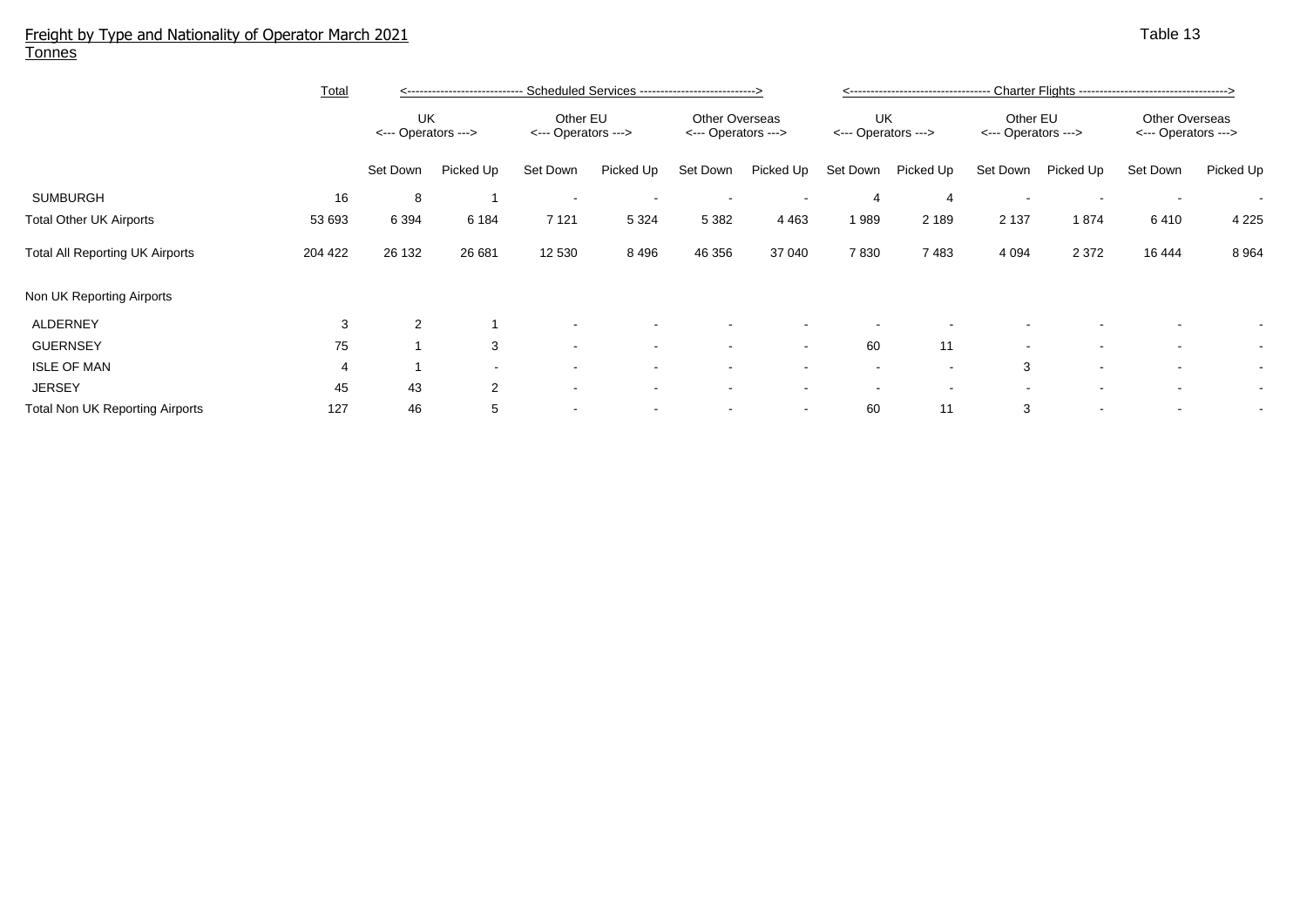## Freight by Type and Nationality of Operator March 2021
Tonnes

Table 13

| | Total | Scheduled Services | | | | | | Charter Flights | | | | | |
|---|---|---|---|---|---|---|---|---|---|---|---|---|---|
| | | UK <--- Operators ---> | | Other EU <--- Operators ---> | | Other Overseas <--- Operators ---> | | UK <--- Operators ---> | | Other EU <--- Operators ---> | | Other Overseas <--- Operators ---> | |
| | | Set Down | Picked Up | Set Down | Picked Up | Set Down | Picked Up | Set Down | Picked Up | Set Down | Picked Up | Set Down | Picked Up |
| SUMBURGH | 16 | 8 | 1 | - | - | - | - | 4 | 4 | - | - | - | - |
| Total Other UK Airports | 53 693 | 6 394 | 6 184 | 7 121 | 5 324 | 5 382 | 4 463 | 1 989 | 2 189 | 2 137 | 1 874 | 6 410 | 4 225 |
| Total All Reporting UK Airports | 204 422 | 26 132 | 26 681 | 12 530 | 8 496 | 46 356 | 37 040 | 7 830 | 7 483 | 4 094 | 2 372 | 16 444 | 8 964 |
| Non UK Reporting Airports | | | | | | | | | | | | | |
| ALDERNEY | 3 | 2 | 1 | - | - | - | - | - | - | - | - | - | - |
| GUERNSEY | 75 | 1 | 3 | - | - | - | - | 60 | 11 | - | - | - | - |
| ISLE OF MAN | 4 | 1 | - | - | - | - | - | - | - | 3 | - | - | - |
| JERSEY | 45 | 43 | 2 | - | - | - | - | - | - | - | - | - | - |
| Total Non UK Reporting Airports | 127 | 46 | 5 | - | - | - | - | 60 | 11 | 3 | - | - | - |